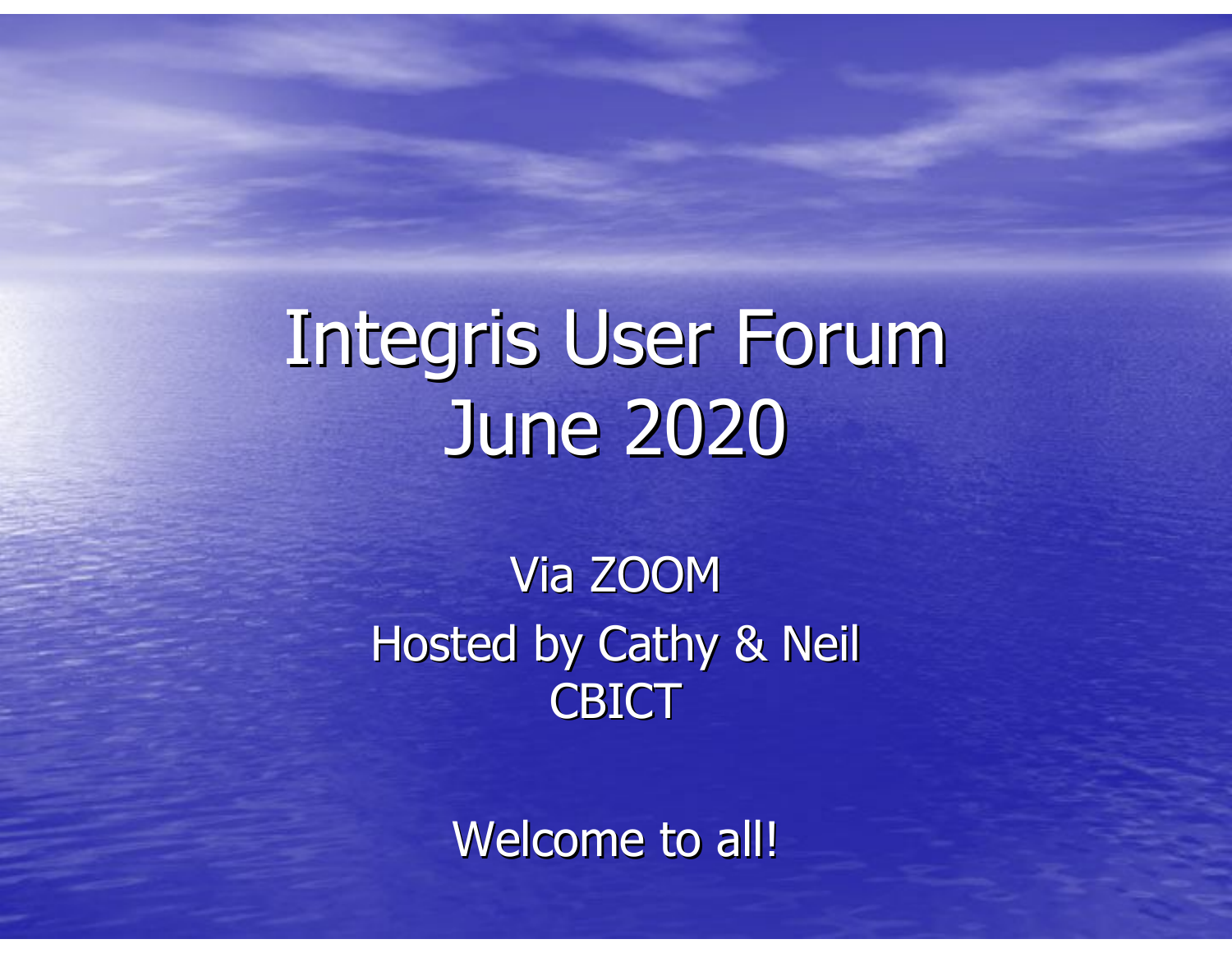# Integris User Forum June 2020

Via ZOOM

Hosted by Cathy & Neil

CBICT

Welcome to all!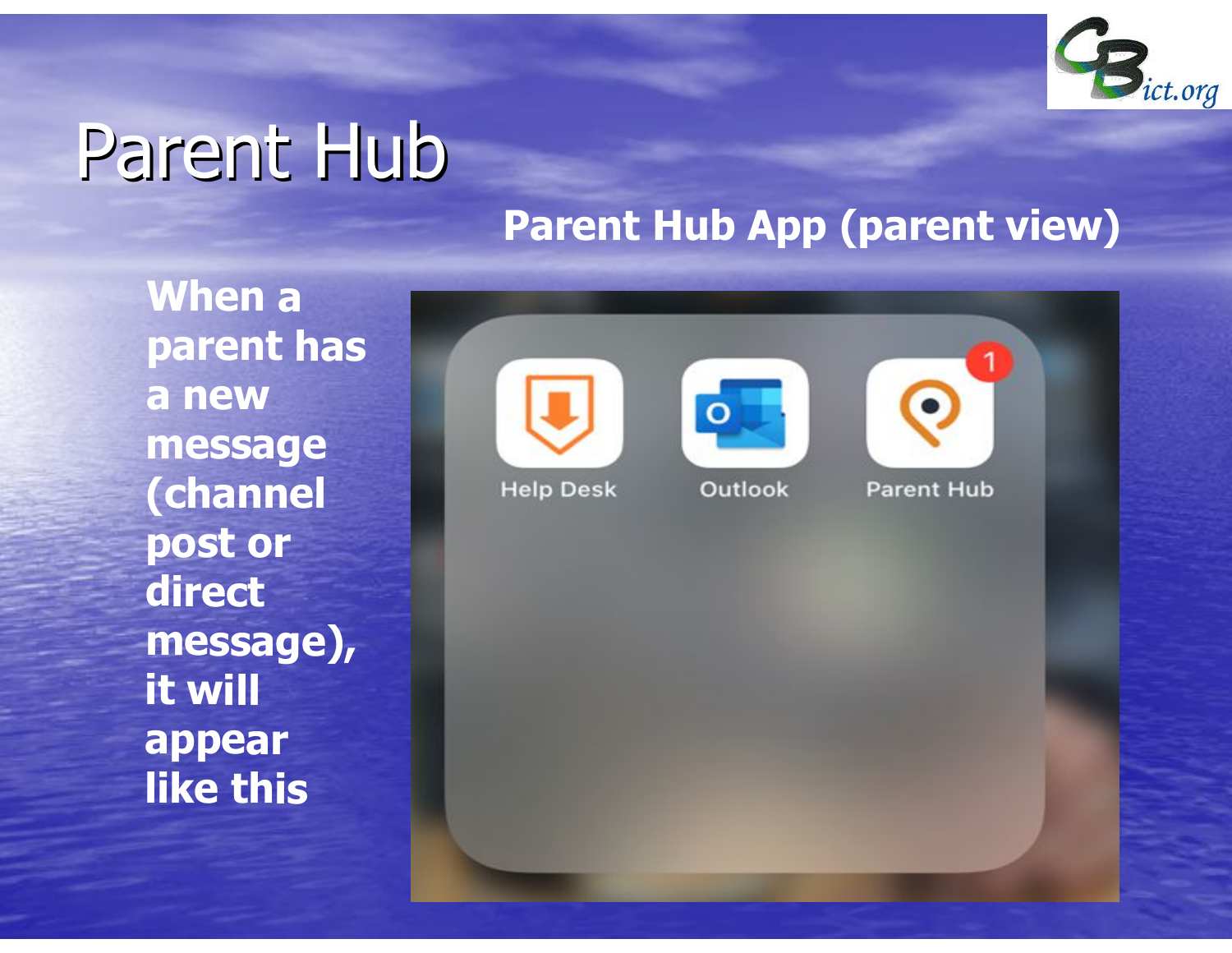# Parent Hub

## Parent Hub App (parent view)

**When a parent has a new message (channel post or direct message), it will appear like this**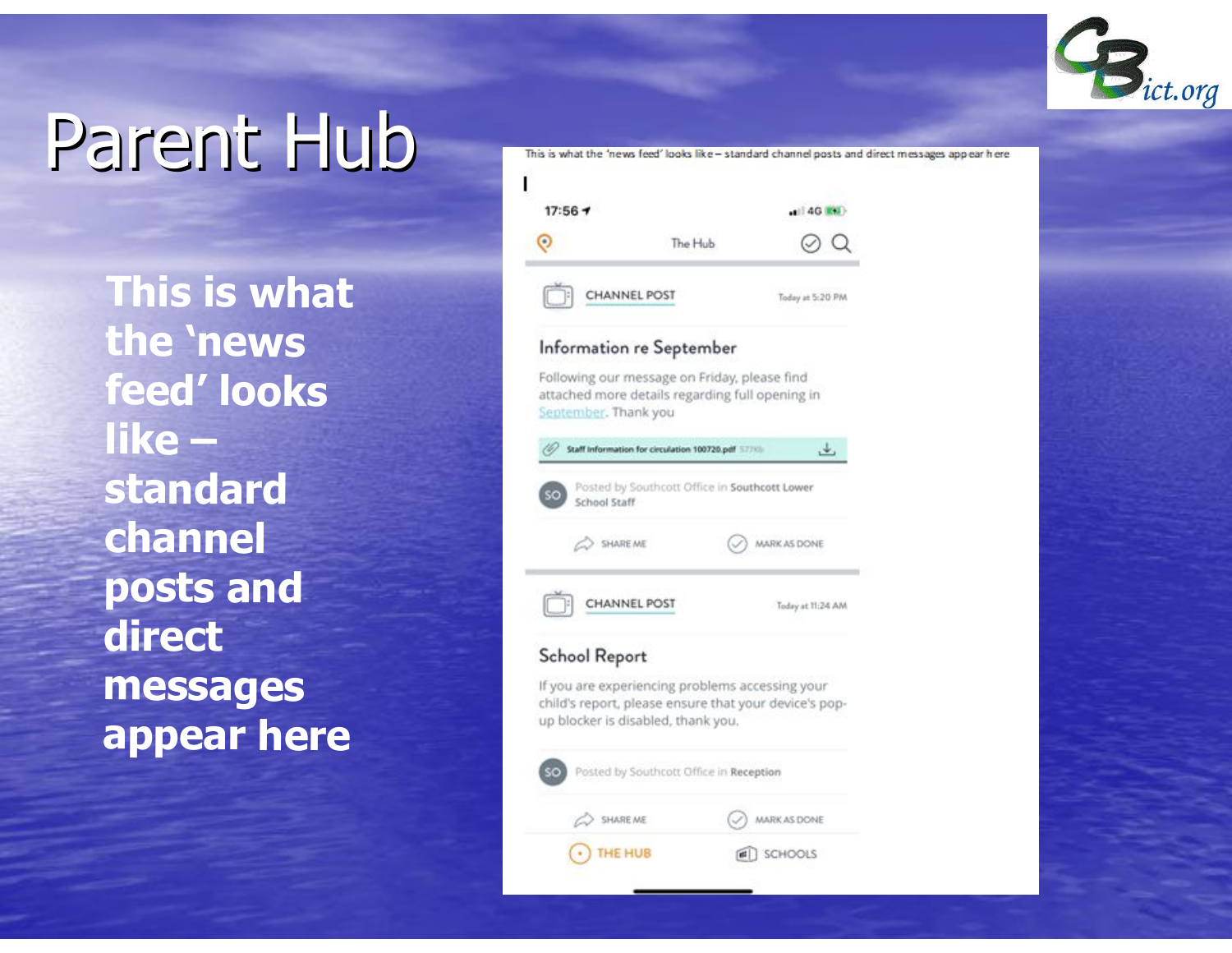# Parent Hub

**This is what the 'news feed' looks like – standard channel posts and direct messages appear here**

This is what the 'news feed' looks like – standard channel posts and direct messages appear here

17:56

The Hub

CHANNEL POST — Today at 5:20 PM

**Information re September**

Following our message on Friday, please find attached more details regarding full opening in September. Thank you

Staff Information for circulation 100720.pdf

Posted by Southcott Office in Southcott Lower School Staff

SHARE ME — MARK AS DONE

CHANNEL POST — Today at 11:24 AM

**School Report**

If you are experiencing problems accessing your child's report, please ensure that your device's pop-up blocker is disabled, thank you.

Posted by Southcott Office in Reception

SHARE ME — MARK AS DONE

THE HUB — SCHOOLS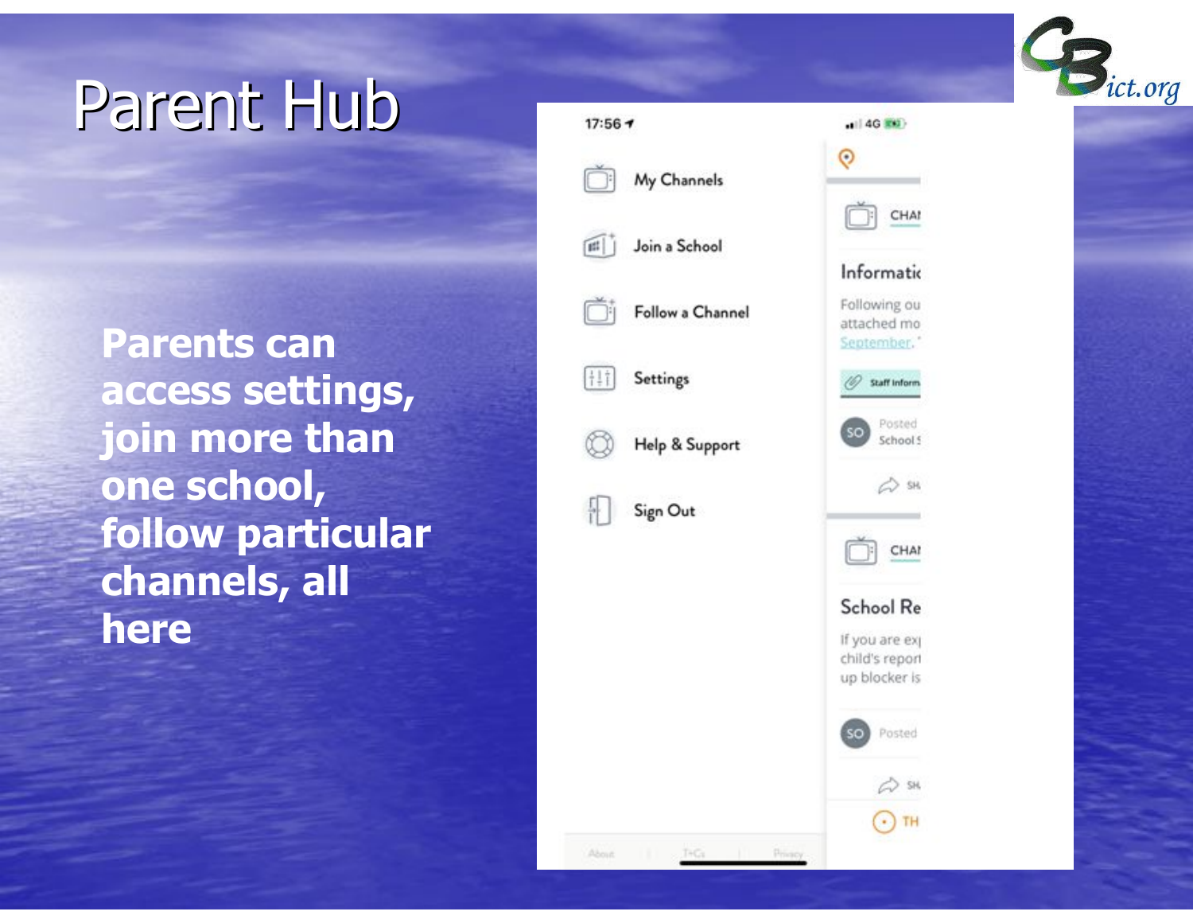# Parent Hub

**Parents can access settings, join more than one school, follow particular channels, all here**

17:56

- My Channels
- Join a School
- Follow a Channel
- Settings
- Help & Support
- Sign Out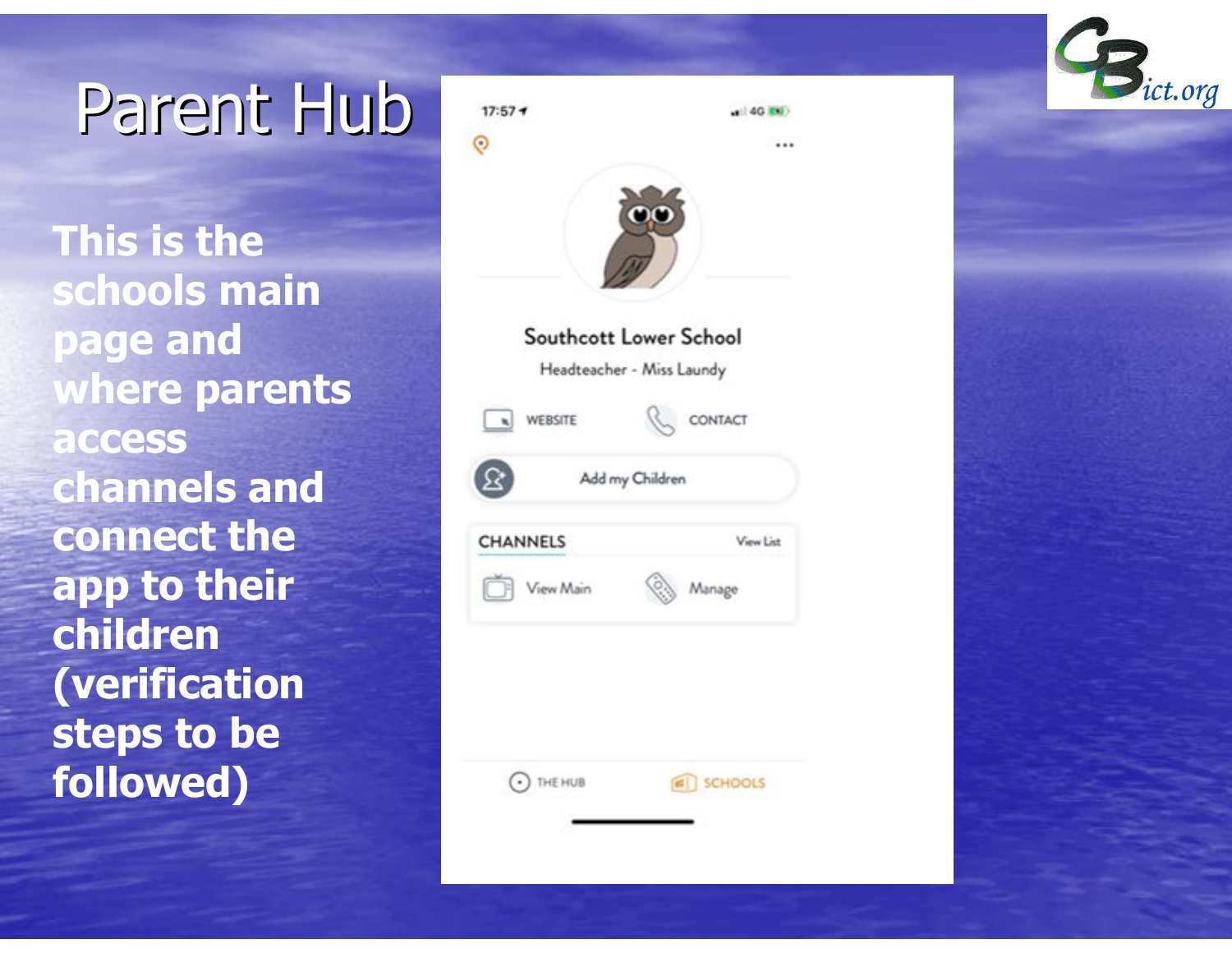# Parent Hub

This is the schools main page and where parents access channels and connect the app to their children (verification steps to be followed)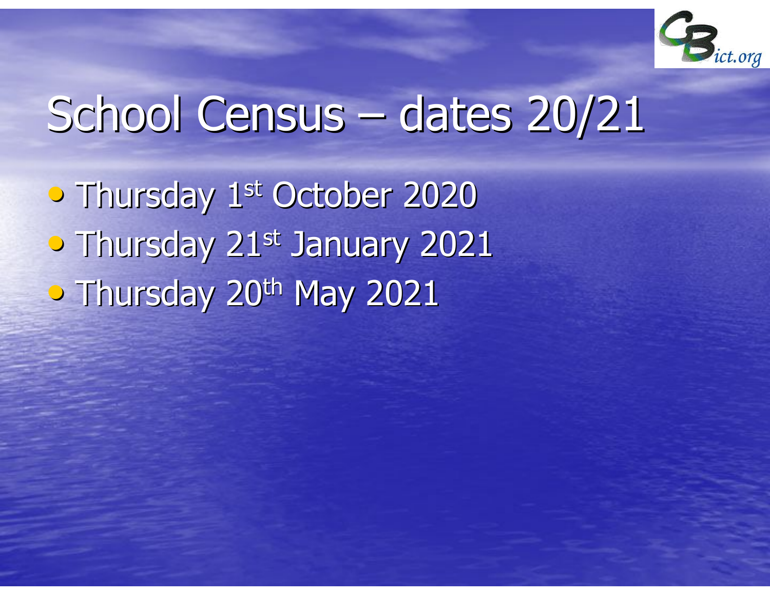# School Census – dates 20/21

- Thursday 1st October 2020
- Thursday 21st January 2021
- Thursday 20th May 2021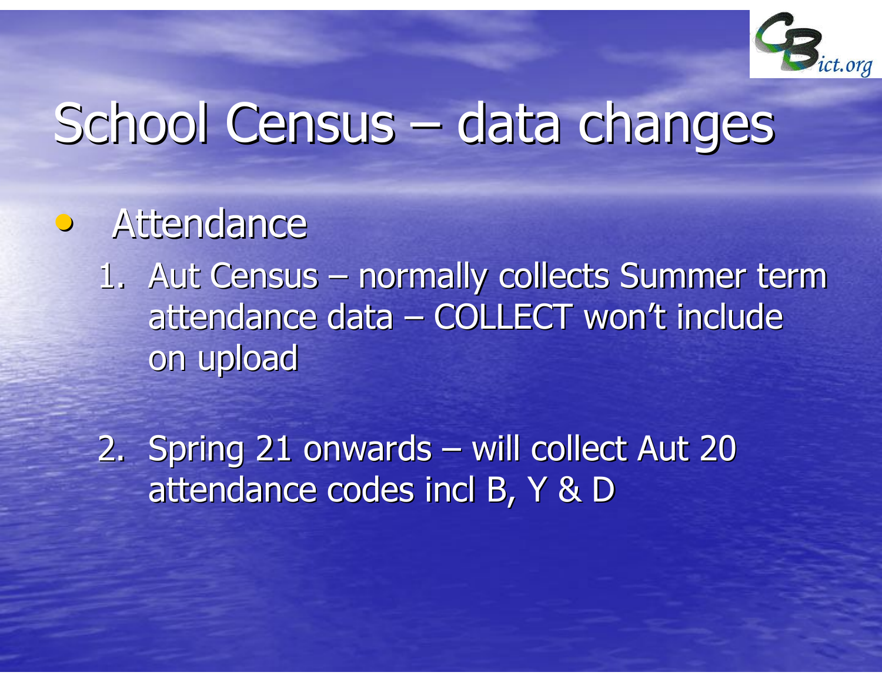# School Census – data changes

- Attendance
  1. Aut Census – normally collects Summer term attendance data – COLLECT won't include on upload
  2. Spring 21 onwards – will collect Aut 20 attendance codes incl B, Y & D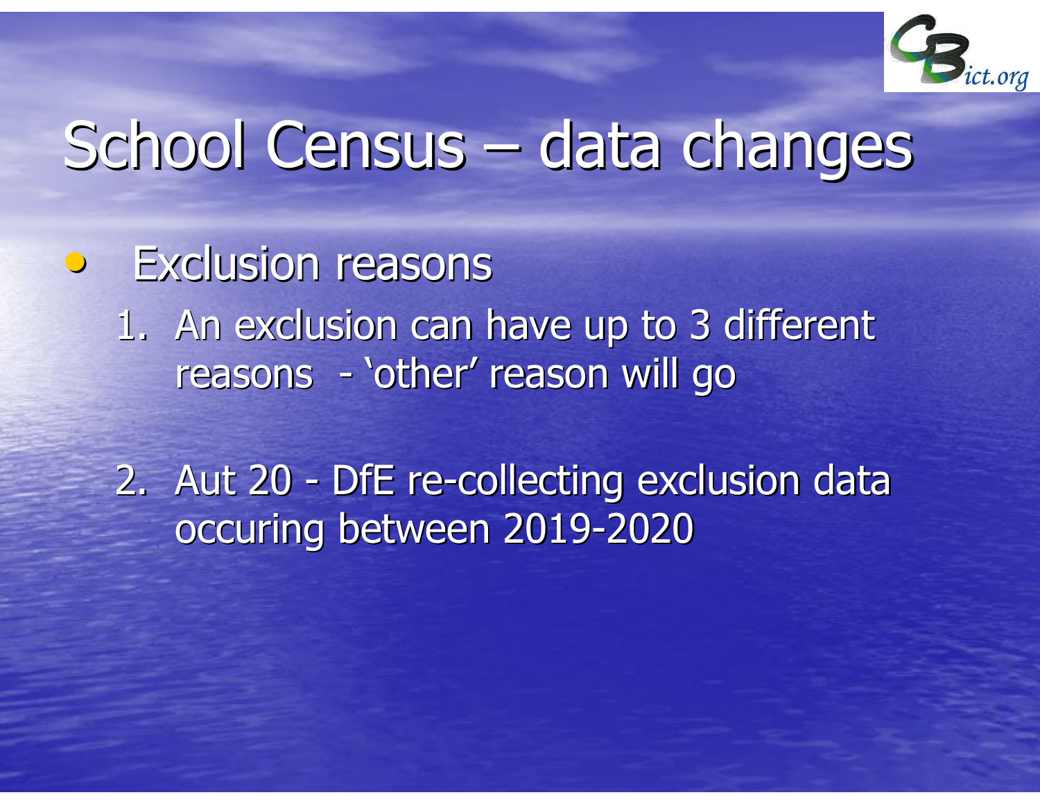# School Census – data changes

- Exclusion reasons
  1. An exclusion can have up to 3 different reasons - 'other' reason will go
  2. Aut 20 - DfE re-collecting exclusion data occuring between 2019-2020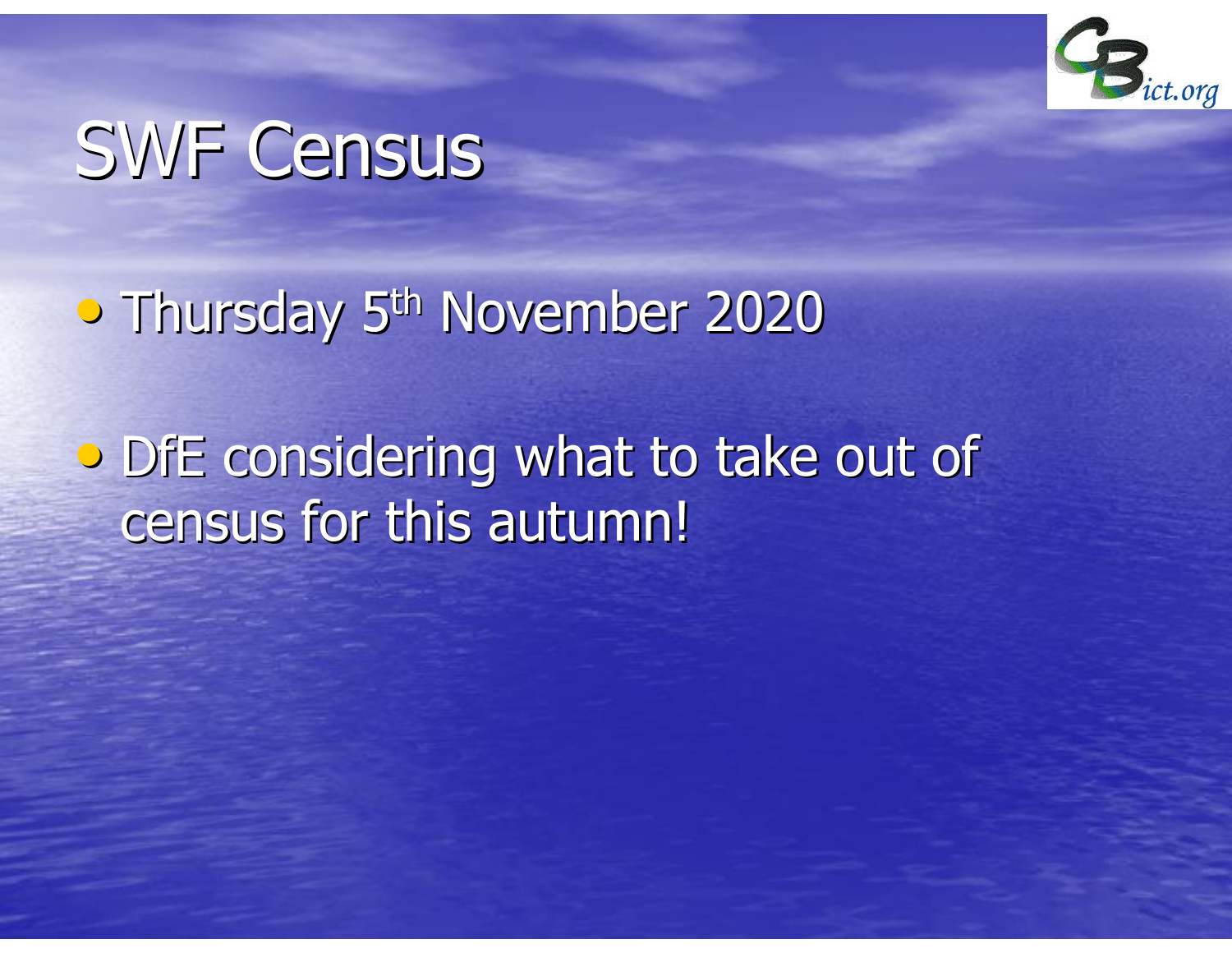# SWF Census

- Thursday 5th November 2020
- DfE considering what to take out of census for this autumn!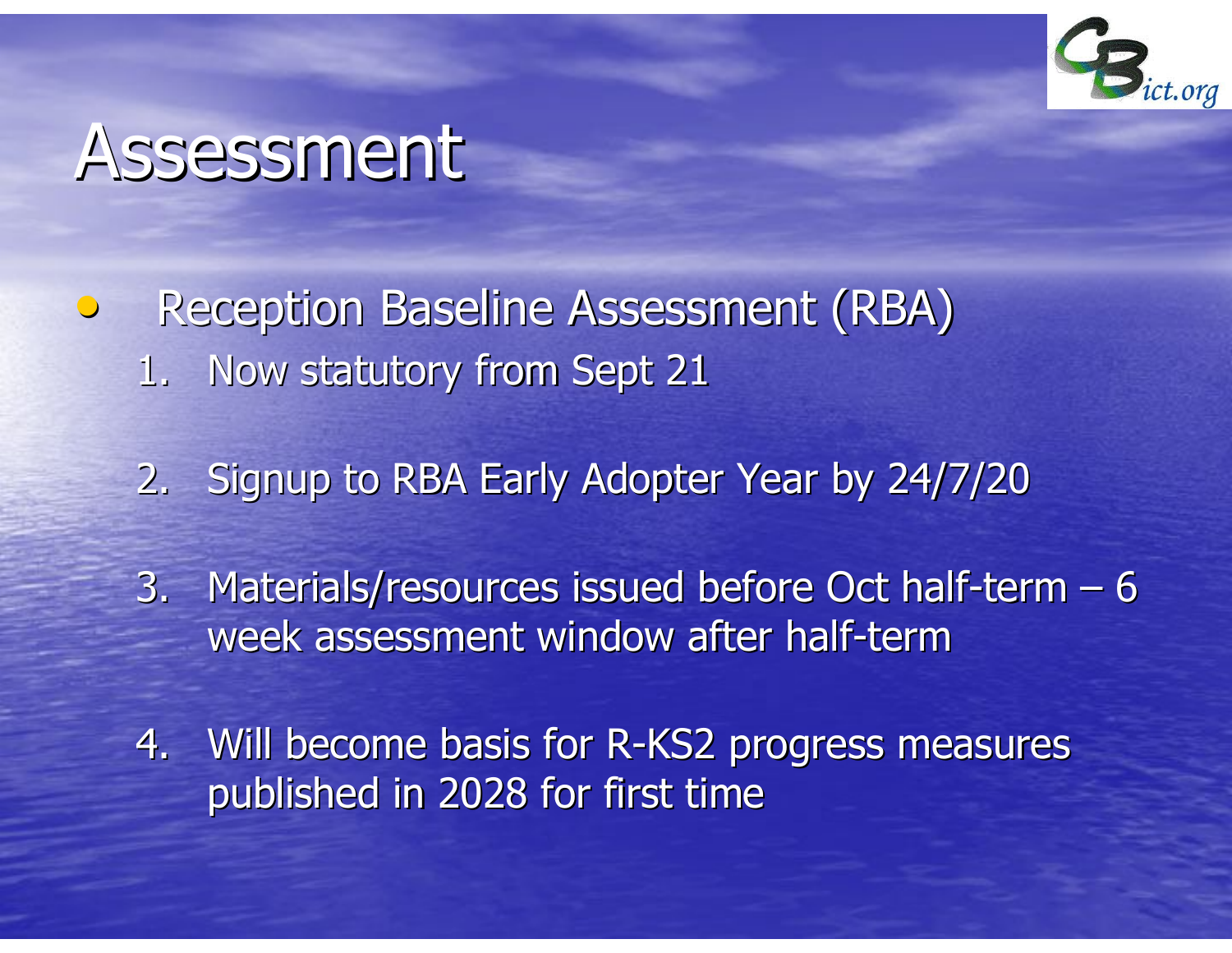# Assessment

- Reception Baseline Assessment (RBA)
  1. Now statutory from Sept 21
  2. Signup to RBA Early Adopter Year by 24/7/20
  3. Materials/resources issued before Oct half-term – 6 week assessment window after half-term
  4. Will become basis for R-KS2 progress measures published in 2028 for first time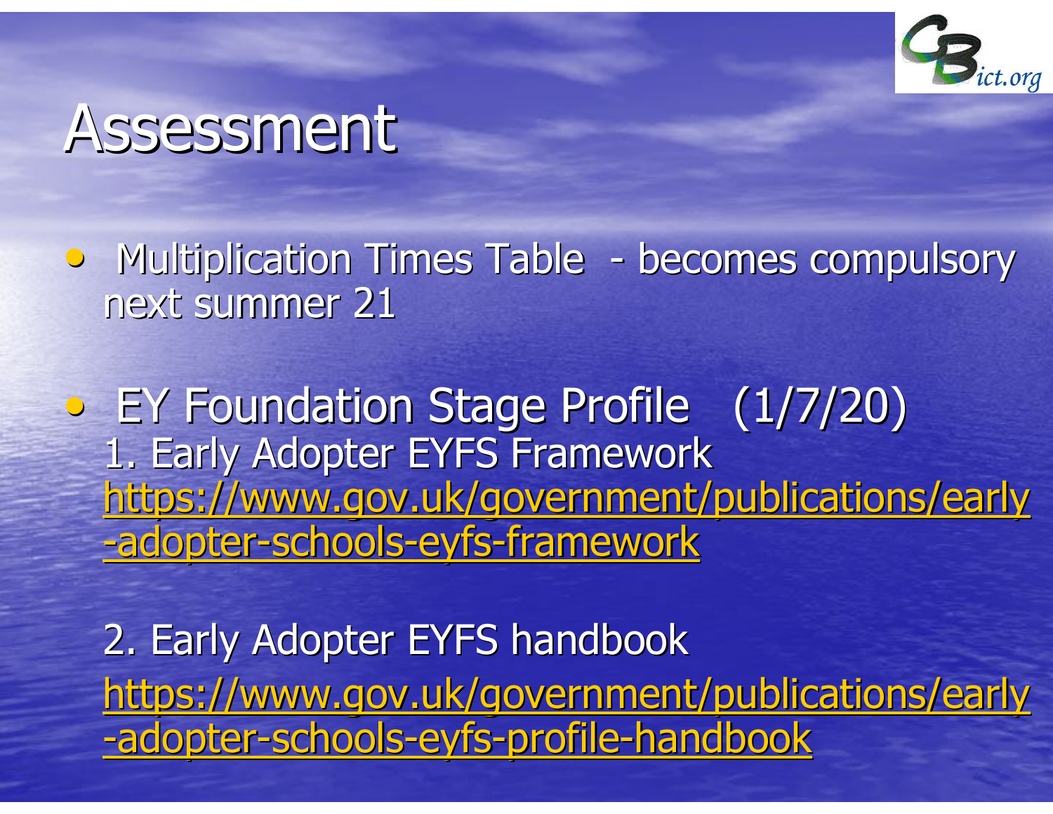# Assessment

- Multiplication Times Table - becomes compulsory next summer 21

- EY Foundation Stage Profile (1/7/20)
  1. Early Adopter EYFS Framework
  https://www.gov.uk/government/publications/early-adopter-schools-eyfs-framework

  2. Early Adopter EYFS handbook
  https://www.gov.uk/government/publications/early-adopter-schools-eyfs-profile-handbook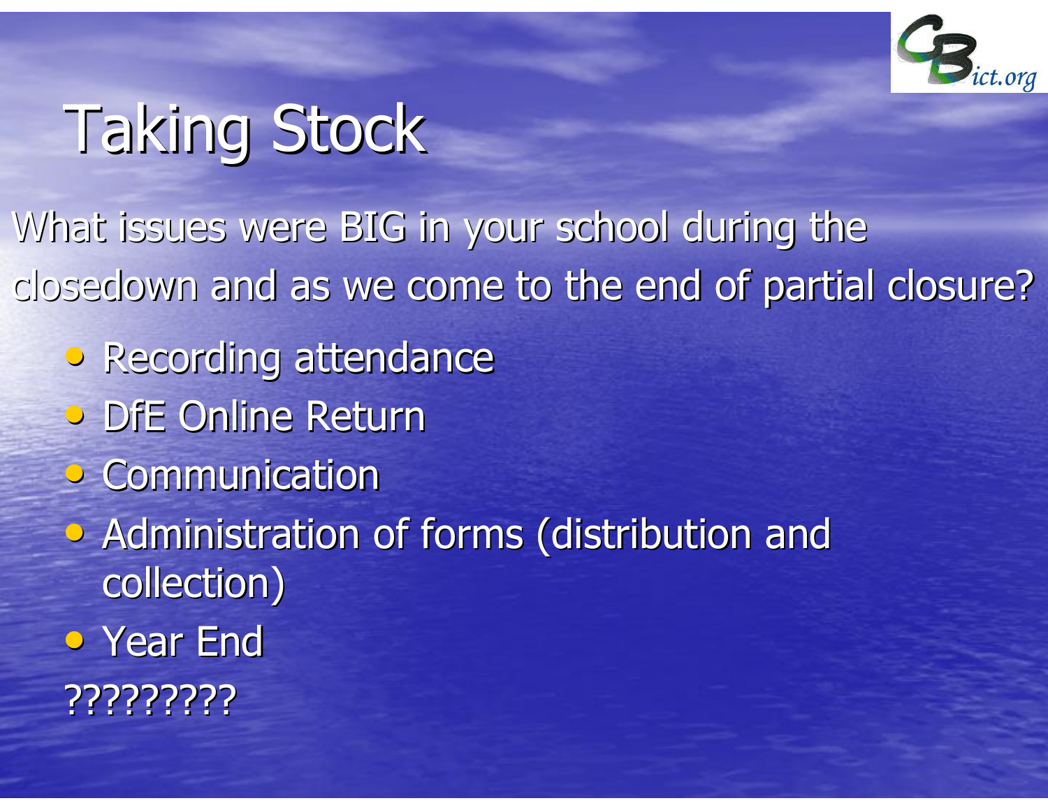# Taking Stock

What issues were BIG in your school during the closedown and as we come to the end of partial closure?

- Recording attendance
- DfE Online Return
- Communication
- Administration of forms (distribution and collection)
- Year End

?????????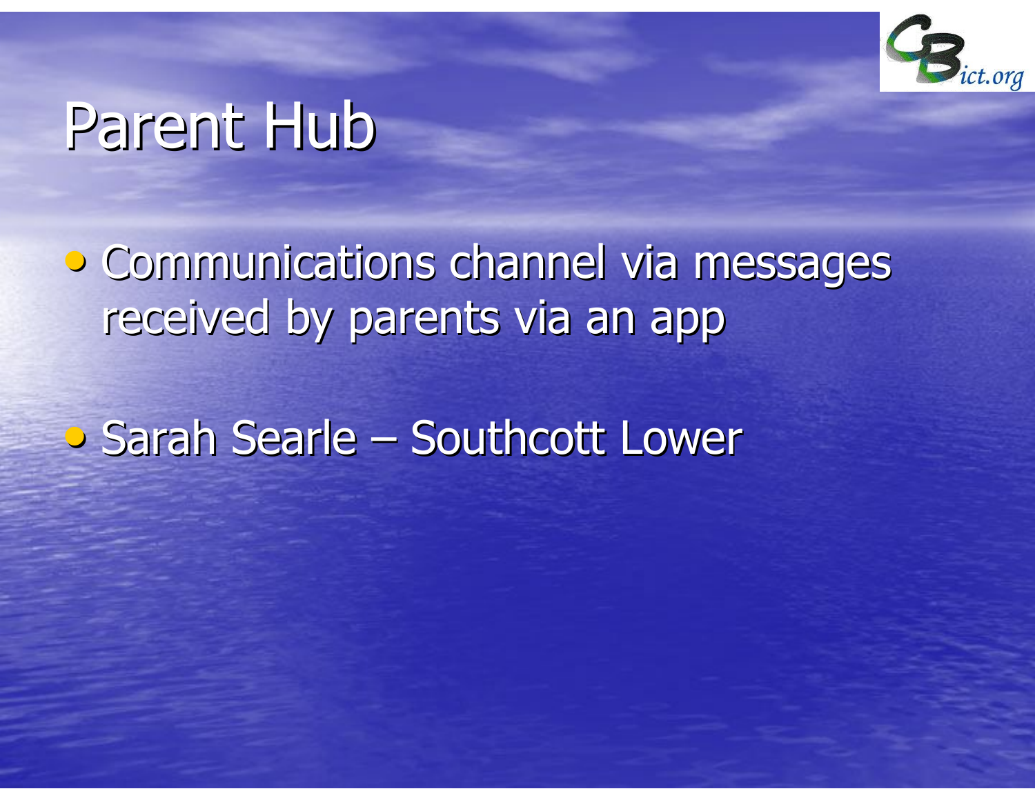# Parent Hub

- Communications channel via messages received by parents via an app
- Sarah Searle – Southcott Lower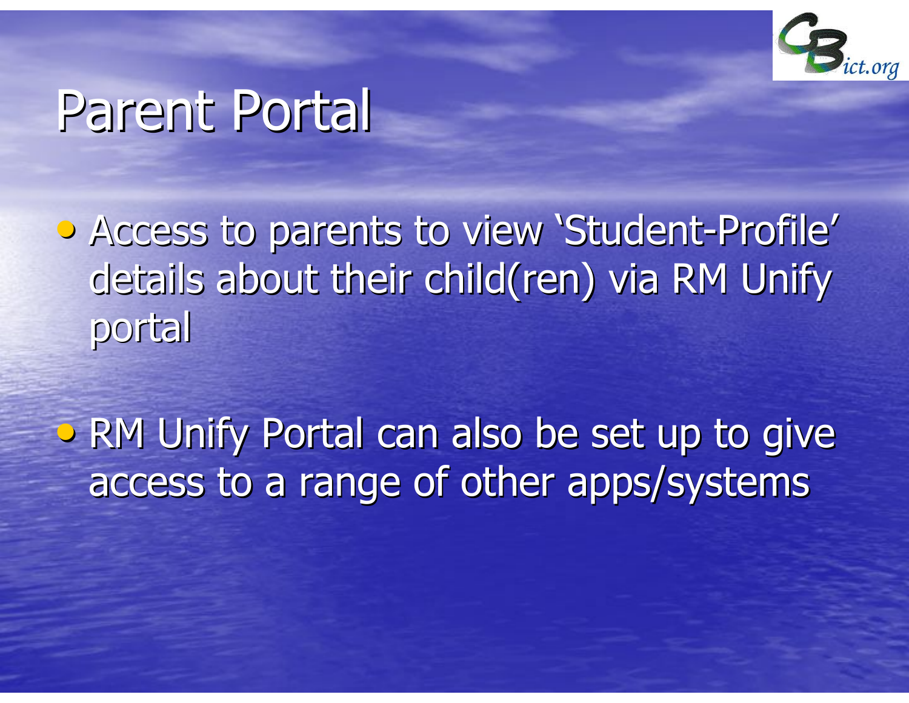# Parent Portal

- Access to parents to view 'Student-Profile' details about their child(ren) via RM Unify portal
- RM Unify Portal can also be set up to give access to a range of other apps/systems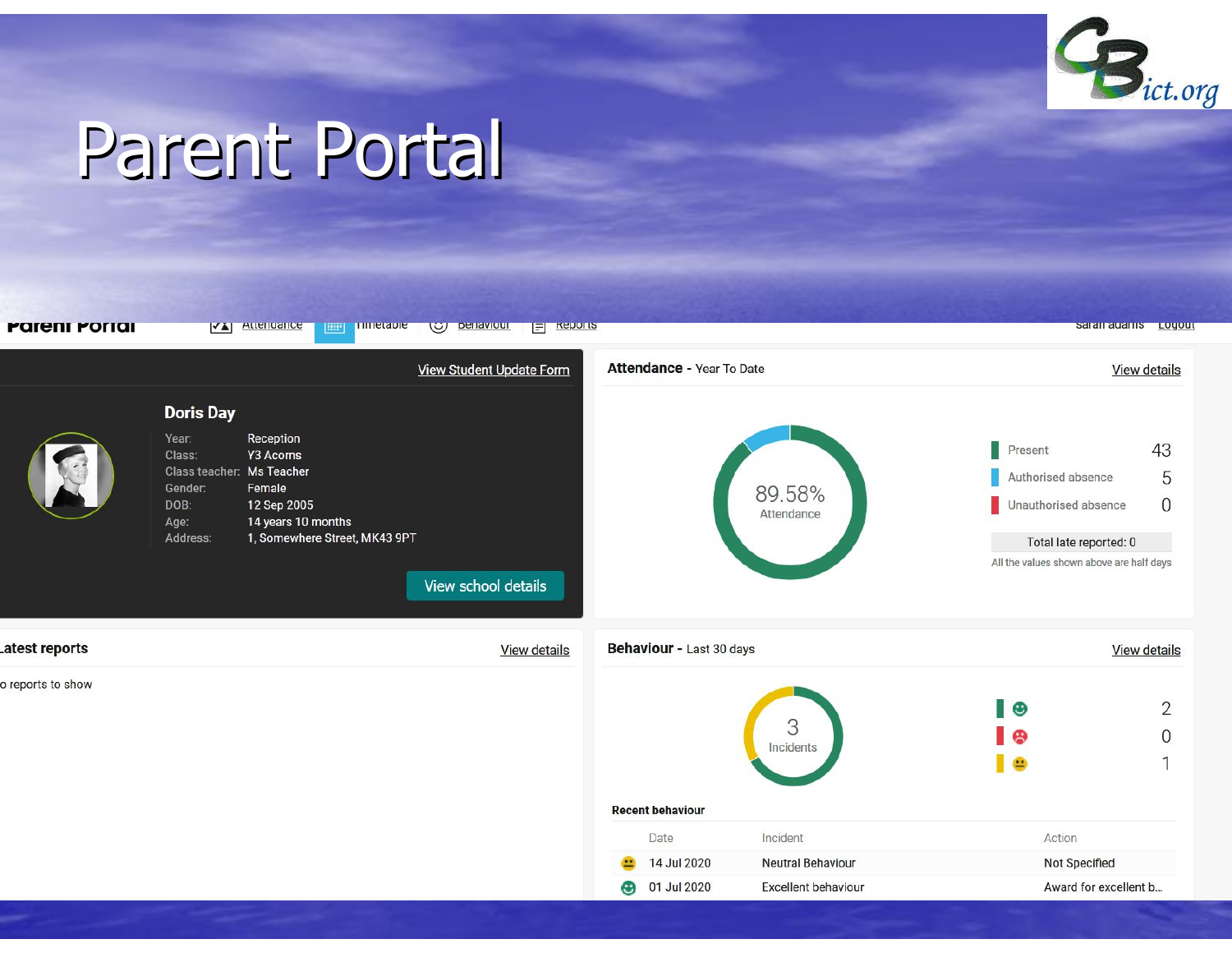# Parent Portal

Parent Portal | Attendance | Timetable | Behaviour | Reports | sarah adams | Logout

View Student Update Form

## Doris Day

| | |
|---|---|
| Year: | Reception |
| Class: | Y3 Acorns |
| Class teacher: | Ms Teacher |
| Gender: | Female |
| DOB: | 12 Sep 2005 |
| Age: | 14 years 10 months |
| Address: | 1, Somewhere Street, MK43 9PT |

View school details

### Attendance - Year To Date

View details

89.58% Attendance

| | |
|---|---|
| Present | 43 |
| Authorised absence | 5 |
| Unauthorised absence | 0 |

Total late reported: 0

All the values shown above are half days

### Latest reports

View details

o reports to show

### Behaviour - Last 30 days

View details

3 Incidents

| | |
|---|---|
| 😊 | 2 |
| ☹ | 0 |
| 😐 | 1 |

**Recent behaviour**

| | Date | Incident | Action |
|---|---|---|---|
| 😐 | 14 Jul 2020 | Neutral Behaviour | Not Specified |
| 😊 | 01 Jul 2020 | Excellent behaviour | Award for excellent b... |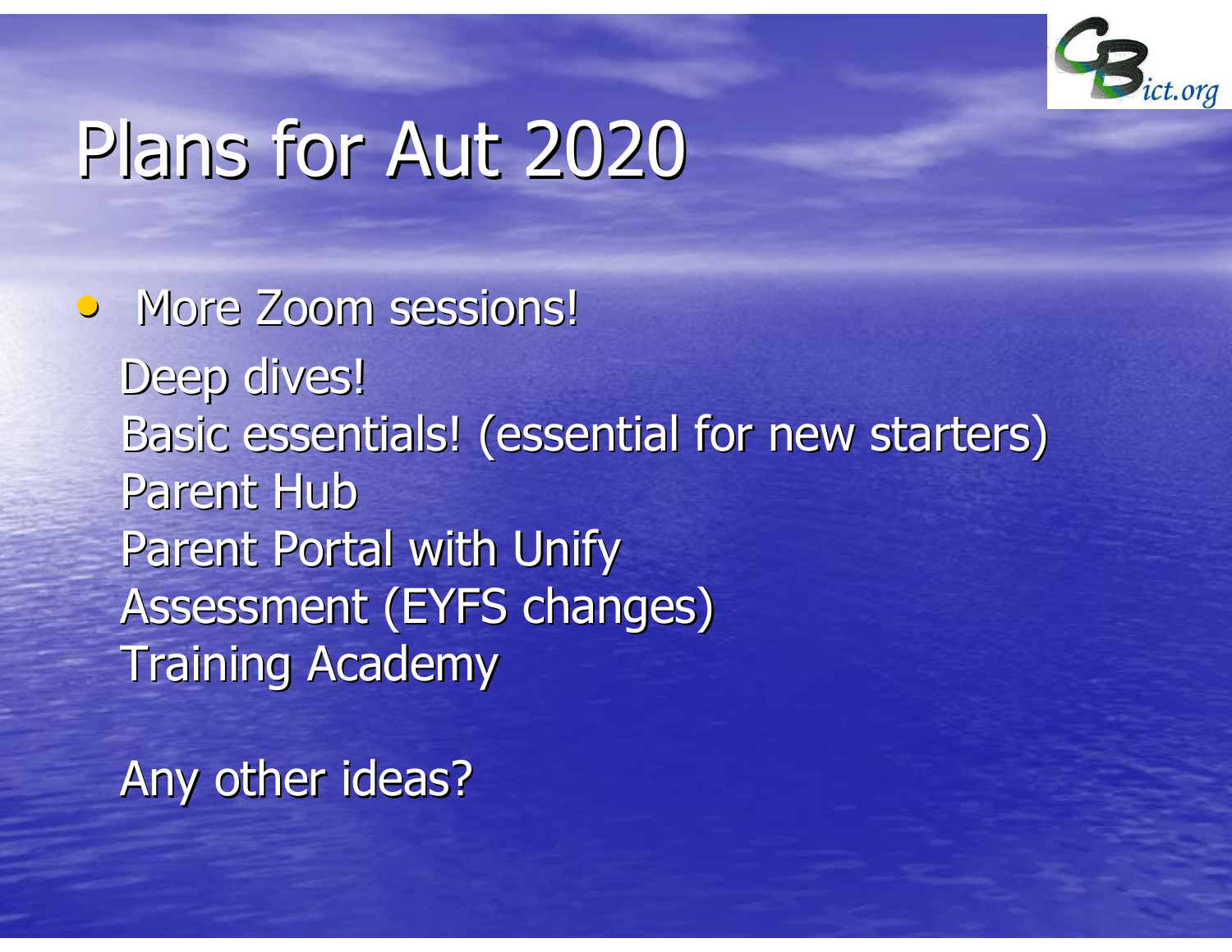# Plans for Aut 2020

- More Zoom sessions!

  Deep dives!
  Basic essentials! (essential for new starters)
  Parent Hub
  Parent Portal with Unify
  Assessment (EYFS changes)
  Training Academy

  Any other ideas?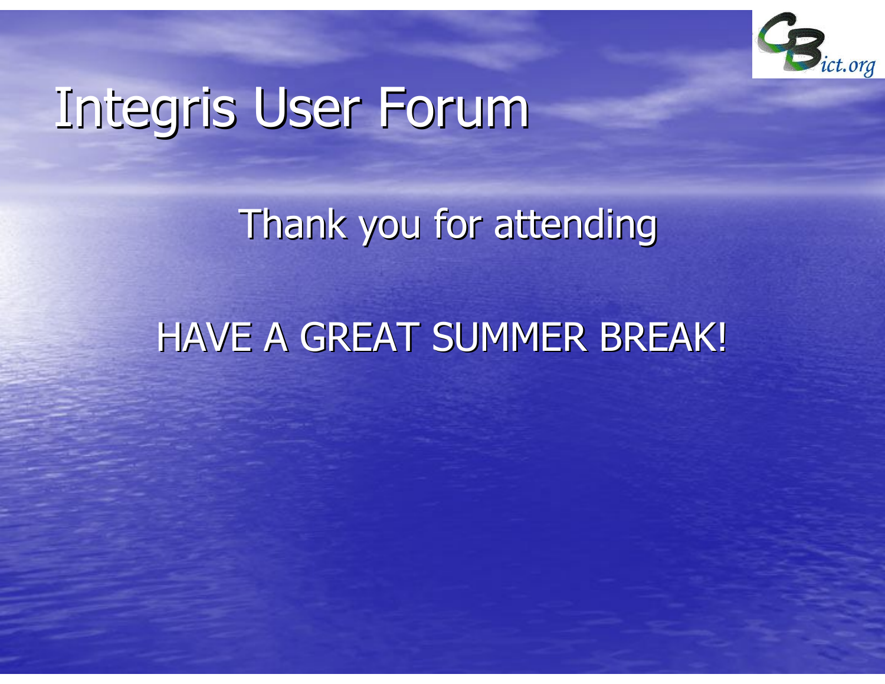# Integris User Forum

Thank you for attending

HAVE A GREAT SUMMER BREAK!